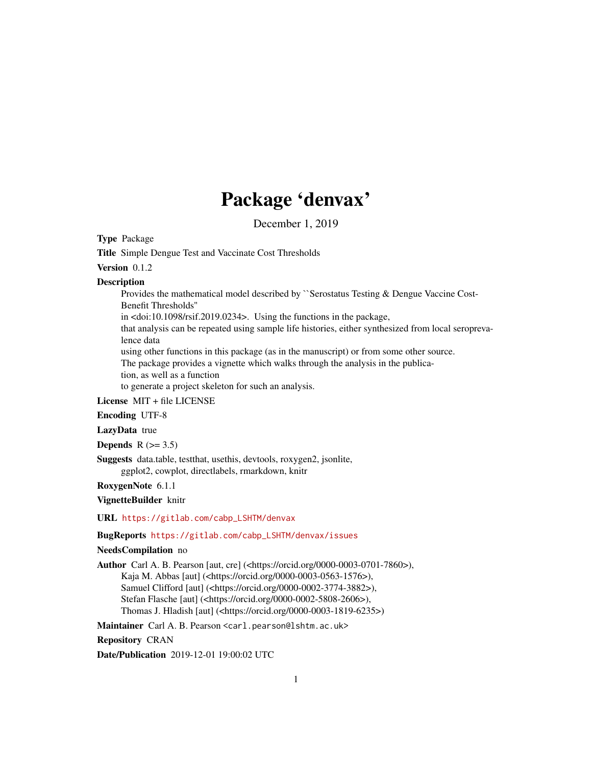# Package 'denvax'

December 1, 2019

**Type** Package

**Title** Simple Dengue Test and Vaccinate Cost Thresholds

**Version** 0.1.2

**Description**

Provides the mathematical model described by ``Serostatus Testing & Dengue Vaccine Cost-Benefit Thresholds''
in <doi:10.1098/rsif.2019.0234>. Using the functions in the package,
that analysis can be repeated using sample life histories, either synthesized from local seroprevalence data
using other functions in this package (as in the manuscript) or from some other source.
The package provides a vignette which walks through the analysis in the publication, as well as a function
to generate a project skeleton for such an analysis.

**License** MIT + file LICENSE

**Encoding** UTF-8

**LazyData** true

**Depends** R (>= 3.5)

**Suggests** data.table, testthat, usethis, devtools, roxygen2, jsonlite, ggplot2, cowplot, directlabels, rmarkdown, knitr

**RoxygenNote** 6.1.1

**VignetteBuilder** knitr

**URL** https://gitlab.com/cabp_LSHTM/denvax

**BugReports** https://gitlab.com/cabp_LSHTM/denvax/issues

**NeedsCompilation** no

**Author** Carl A. B. Pearson [aut, cre] (<https://orcid.org/0000-0003-0701-7860>),
Kaja M. Abbas [aut] (<https://orcid.org/0000-0003-0563-1576>),
Samuel Clifford [aut] (<https://orcid.org/0000-0002-3774-3882>),
Stefan Flasche [aut] (<https://orcid.org/0000-0002-5808-2606>),
Thomas J. Hladish [aut] (<https://orcid.org/0000-0003-1819-6235>)

**Maintainer** Carl A. B. Pearson <carl.pearson@lshtm.ac.uk>

**Repository** CRAN

**Date/Publication** 2019-12-01 19:00:02 UTC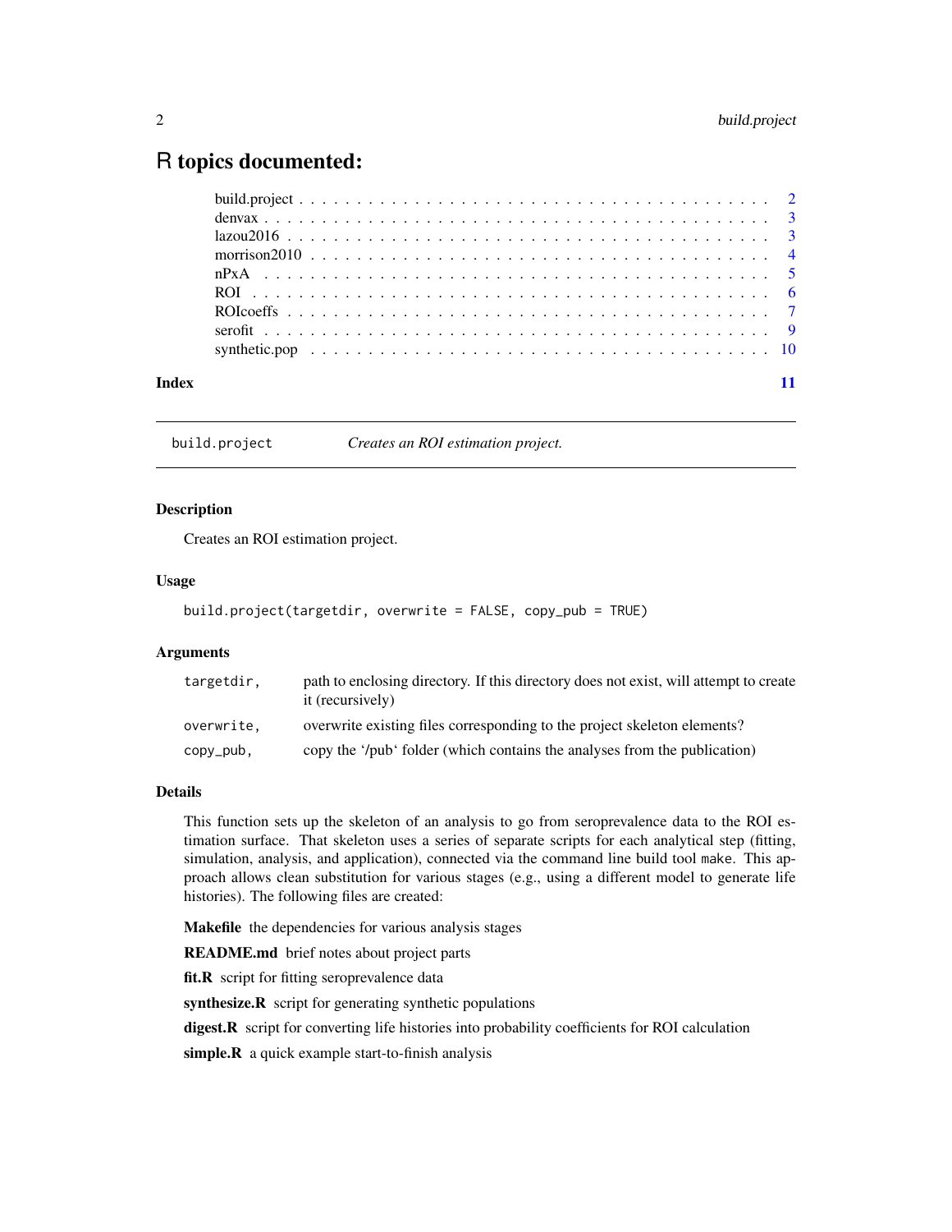# R topics documented:

| | |
|---|---|
| build.project | 2 |
| denvax | 3 |
| lazou2016 | 3 |
| morrison2010 | 4 |
| nPxA | 5 |
| ROI | 6 |
| ROIcoeffs | 7 |
| serofit | 9 |
| synthetic.pop | 10 |
| **Index** | **11** |

---

## build.project — *Creates an ROI estimation project.*

### Description

Creates an ROI estimation project.

### Usage

```
build.project(targetdir, overwrite = FALSE, copy_pub = TRUE)
```

### Arguments

| | |
|---|---|
| `targetdir,` | path to enclosing directory. If this directory does not exist, will attempt to create it (recursively) |
| `overwrite,` | overwrite existing files corresponding to the project skeleton elements? |
| `copy_pub,` | copy the '/pub' folder (which contains the analyses from the publication) |

### Details

This function sets up the skeleton of an analysis to go from seroprevalence data to the ROI estimation surface. That skeleton uses a series of separate scripts for each analytical step (fitting, simulation, analysis, and application), connected via the command line build tool `make`. This approach allows clean substitution for various stages (e.g., using a different model to generate life histories). The following files are created:

**Makefile** the dependencies for various analysis stages

**README.md** brief notes about project parts

**fit.R** script for fitting seroprevalence data

**synthesize.R** script for generating synthetic populations

**digest.R** script for converting life histories into probability coefficients for ROI calculation

**simple.R** a quick example start-to-finish analysis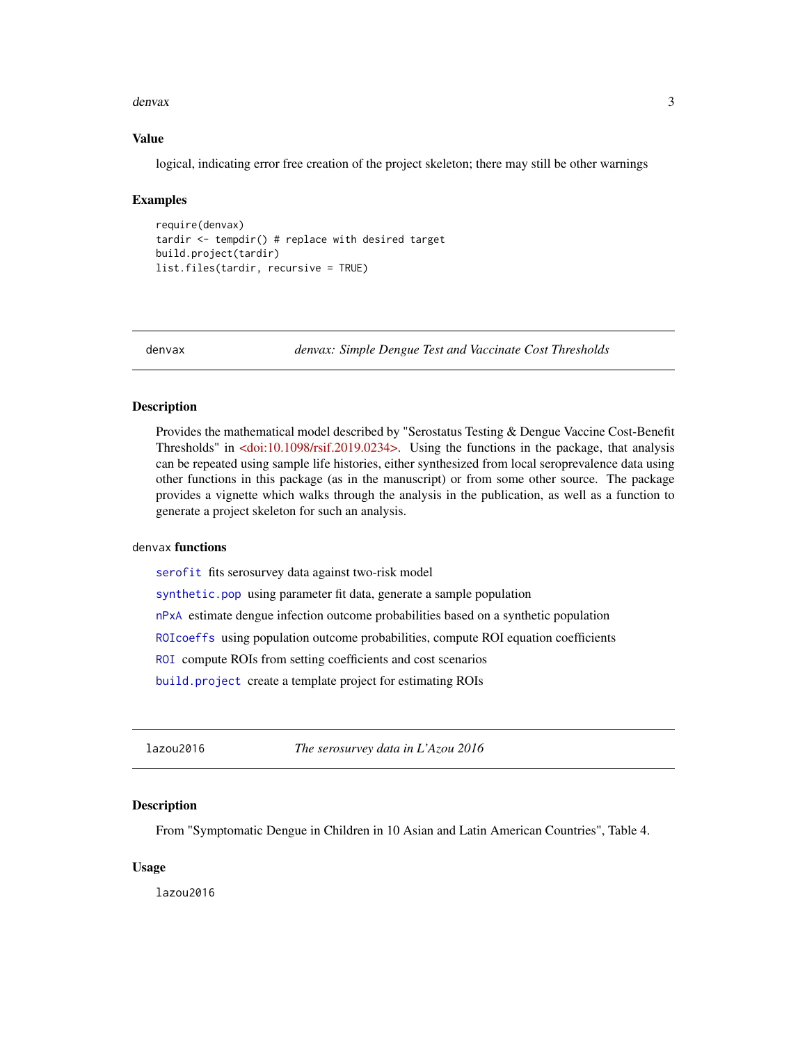## Value

logical, indicating error free creation of the project skeleton; there may still be other warnings

## Examples

```
require(denvax)
tardir <- tempdir() # replace with desired target
build.project(tardir)
list.files(tardir, recursive = TRUE)
```

---

# denvax — *denvax: Simple Dengue Test and Vaccinate Cost Thresholds*

## Description

Provides the mathematical model described by "Serostatus Testing & Dengue Vaccine Cost-Benefit Thresholds" in <doi:10.1098/rsif.2019.0234>. Using the functions in the package, that analysis can be repeated using sample life histories, either synthesized from local seroprevalence data using other functions in this package (as in the manuscript) or from some other source. The package provides a vignette which walks through the analysis in the publication, as well as a function to generate a project skeleton for such an analysis.

## denvax functions

- `serofit` fits serosurvey data against two-risk model
- `synthetic.pop` using parameter fit data, generate a sample population
- `nPxA` estimate dengue infection outcome probabilities based on a synthetic population
- `ROIcoeffs` using population outcome probabilities, compute ROI equation coefficients
- `ROI` compute ROIs from setting coefficients and cost scenarios
- `build.project` create a template project for estimating ROIs

---

# lazou2016 — *The serosurvey data in L'Azou 2016*

## Description

From "Symptomatic Dengue in Children in 10 Asian and Latin American Countries", Table 4.

## Usage

```
lazou2016
```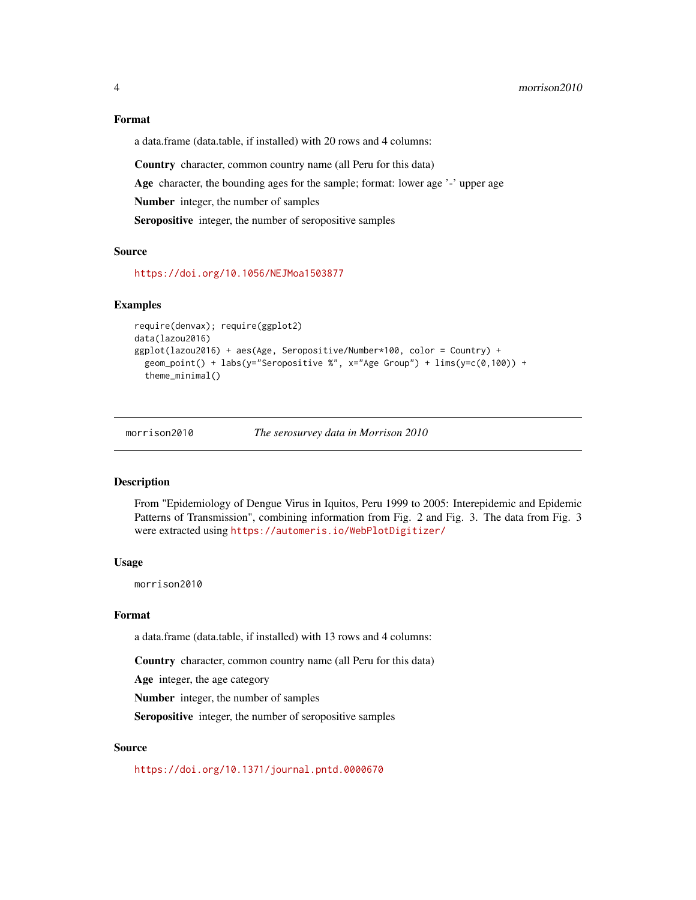### Format

a data.frame (data.table, if installed) with 20 rows and 4 columns:

**Country** character, common country name (all Peru for this data)

**Age** character, the bounding ages for the sample; format: lower age '-' upper age

**Number** integer, the number of samples

**Seropositive** integer, the number of seropositive samples

### Source

https://doi.org/10.1056/NEJMoa1503877

### Examples

```
require(denvax); require(ggplot2)
data(lazou2016)
ggplot(lazou2016) + aes(Age, Seropositive/Number*100, color = Country) +
  geom_point() + labs(y="Seropositive %", x="Age Group") + lims(y=c(0,100)) +
  theme_minimal()
```

---

## morrison2010 &nbsp;&nbsp;&nbsp; *The serosurvey data in Morrison 2010*

### Description

From "Epidemiology of Dengue Virus in Iquitos, Peru 1999 to 2005: Interepidemic and Epidemic Patterns of Transmission", combining information from Fig. 2 and Fig. 3. The data from Fig. 3 were extracted using https://automeris.io/WebPlotDigitizer/

### Usage

```
morrison2010
```

### Format

a data.frame (data.table, if installed) with 13 rows and 4 columns:

**Country** character, common country name (all Peru for this data)

**Age** integer, the age category

**Number** integer, the number of samples

**Seropositive** integer, the number of seropositive samples

### Source

https://doi.org/10.1371/journal.pntd.0000670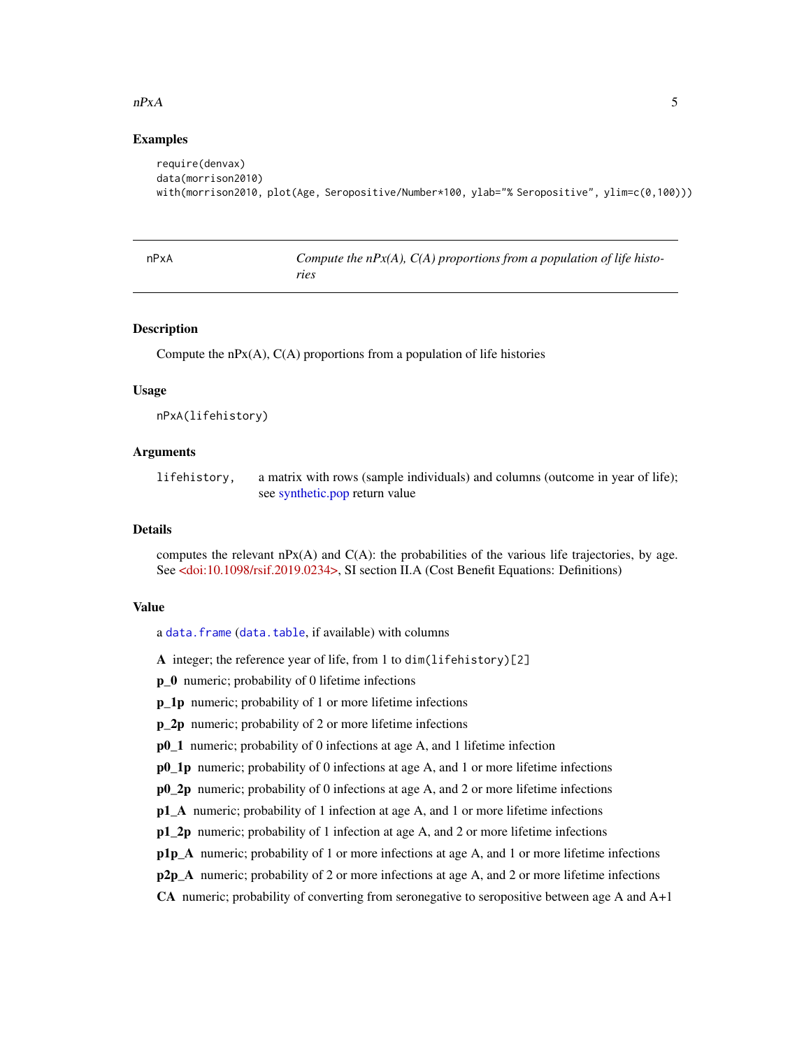## Examples

```
require(denvax)
data(morrison2010)
with(morrison2010, plot(Age, Seropositive/Number*100, ylab="% Seropositive", ylim=c(0,100)))
```

---

## nPxA — *Compute the nPx(A), C(A) proportions from a population of life histories*

### Description

Compute the nPx(A), C(A) proportions from a population of life histories

### Usage

```
nPxA(lifehistory)
```

### Arguments

`lifehistory,` a matrix with rows (sample individuals) and columns (outcome in year of life); see synthetic.pop return value

### Details

computes the relevant nPx(A) and C(A): the probabilities of the various life trajectories, by age. See <doi:10.1098/rsif.2019.0234>, SI section II.A (Cost Benefit Equations: Definitions)

### Value

a `data.frame` (`data.table`, if available) with columns

**A** integer; the reference year of life, from 1 to `dim(lifehistory)[2]`

**p_0** numeric; probability of 0 lifetime infections

**p_1p** numeric; probability of 1 or more lifetime infections

**p_2p** numeric; probability of 2 or more lifetime infections

**p0_1** numeric; probability of 0 infections at age A, and 1 lifetime infection

**p0_1p** numeric; probability of 0 infections at age A, and 1 or more lifetime infections

**p0_2p** numeric; probability of 0 infections at age A, and 2 or more lifetime infections

**p1_A** numeric; probability of 1 infection at age A, and 1 or more lifetime infections

**p1_2p** numeric; probability of 1 infection at age A, and 2 or more lifetime infections

**p1p_A** numeric; probability of 1 or more infections at age A, and 1 or more lifetime infections

**p2p_A** numeric; probability of 2 or more infections at age A, and 2 or more lifetime infections

**CA** numeric; probability of converting from seronegative to seropositive between age A and A+1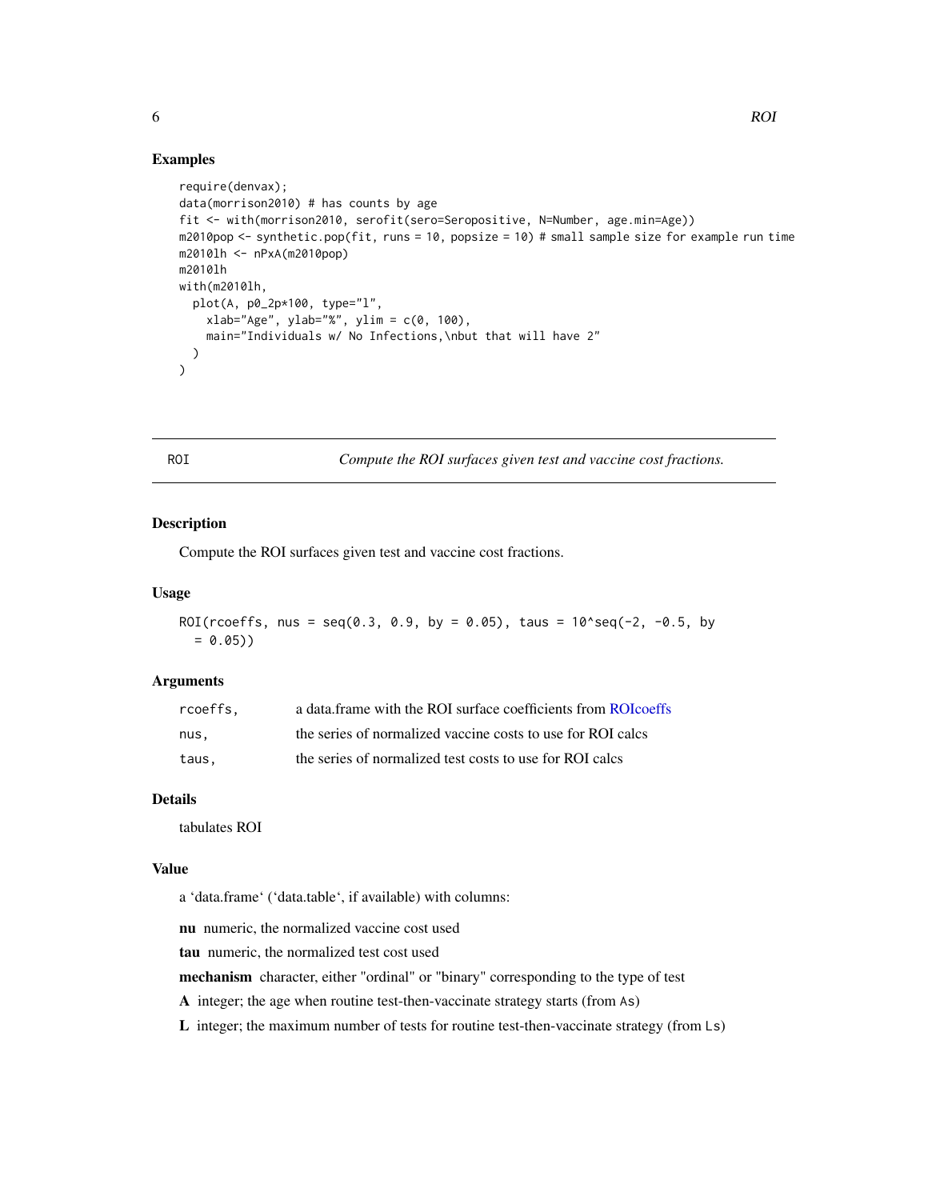## Examples

```
require(denvax);
data(morrison2010) # has counts by age
fit <- with(morrison2010, serofit(sero=Seropositive, N=Number, age.min=Age))
m2010pop <- synthetic.pop(fit, runs = 10, popsize = 10) # small sample size for example run time
m2010lh <- nPxA(m2010pop)
m2010lh
with(m2010lh,
  plot(A, p0_2p*100, type="l",
    xlab="Age", ylab="%", ylim = c(0, 100),
    main="Individuals w/ No Infections,\nbut that will have 2"
  )
)
```

---

# ROI — *Compute the ROI surfaces given test and vaccine cost fractions.*

## Description

Compute the ROI surfaces given test and vaccine cost fractions.

## Usage

```
ROI(rcoeffs, nus = seq(0.3, 0.9, by = 0.05), taus = 10^seq(-2, -0.5, by
  = 0.05))
```

## Arguments

| | |
|---|---|
| `rcoeffs,` | a data.frame with the ROI surface coefficients from ROIcoeffs |
| `nus,` | the series of normalized vaccine costs to use for ROI calcs |
| `taus,` | the series of normalized test costs to use for ROI calcs |

## Details

tabulates ROI

## Value

a 'data.frame' ('data.table', if available) with columns:

**nu** numeric, the normalized vaccine cost used

**tau** numeric, the normalized test cost used

**mechanism** character, either "ordinal" or "binary" corresponding to the type of test

**A** integer; the age when routine test-then-vaccinate strategy starts (from `As`)

**L** integer; the maximum number of tests for routine test-then-vaccinate strategy (from `Ls`)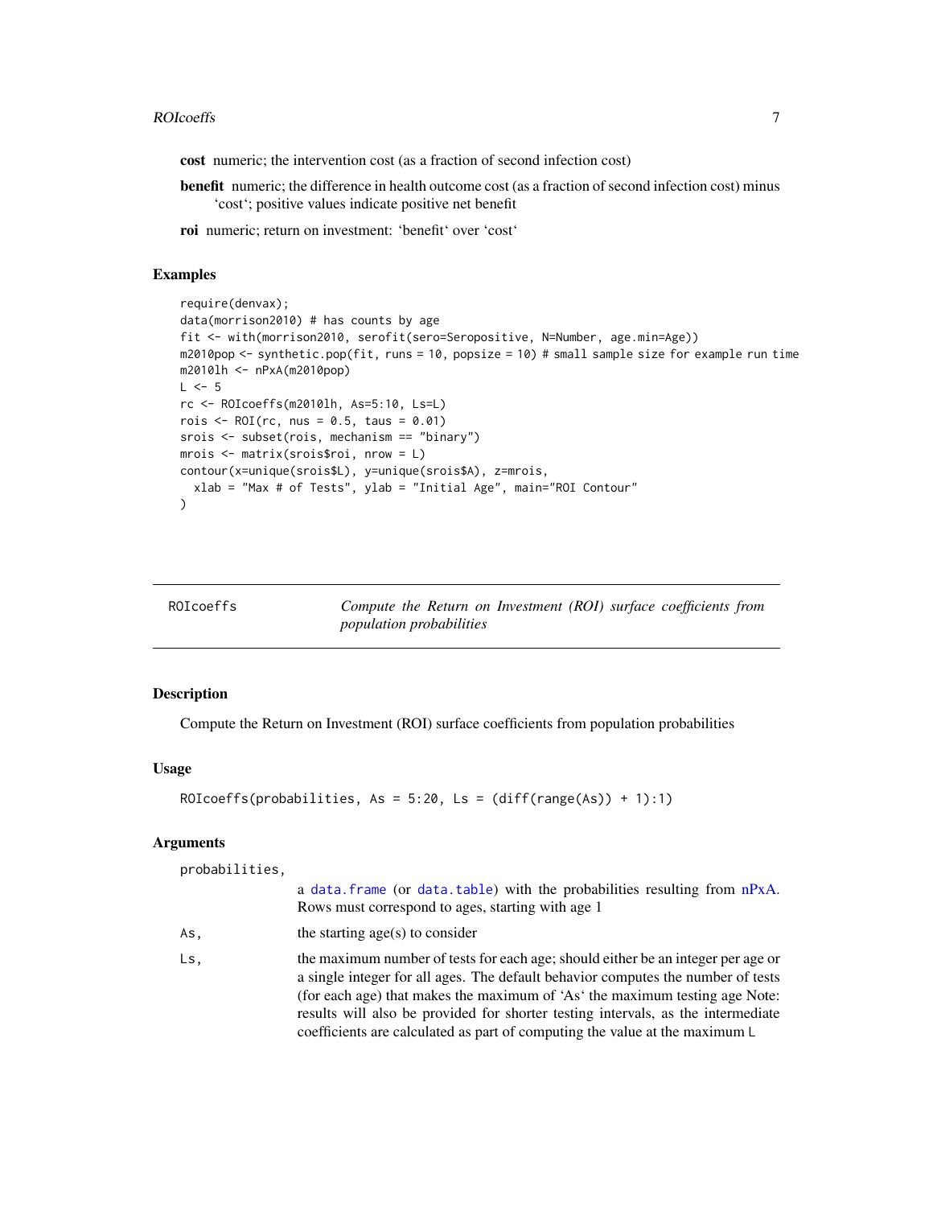**cost** numeric; the intervention cost (as a fraction of second infection cost)

**benefit** numeric; the difference in health outcome cost (as a fraction of second infection cost) minus 'cost'; positive values indicate positive net benefit

**roi** numeric; return on investment: 'benefit' over 'cost'

## Examples

```
require(denvax);
data(morrison2010) # has counts by age
fit <- with(morrison2010, serofit(sero=Seropositive, N=Number, age.min=Age))
m2010pop <- synthetic.pop(fit, runs = 10, popsize = 10) # small sample size for example run time
m2010lh <- nPxA(m2010pop)
L <- 5
rc <- ROIcoeffs(m2010lh, As=5:10, Ls=L)
rois <- ROI(rc, nus = 0.5, taus = 0.01)
srois <- subset(rois, mechanism == "binary")
mrois <- matrix(srois$roi, nrow = L)
contour(x=unique(srois$L), y=unique(srois$A), z=mrois,
  xlab = "Max # of Tests", ylab = "Initial Age", main="ROI Contour"
)
```

---

# ROIcoeffs — *Compute the Return on Investment (ROI) surface coefficients from population probabilities*

---

## Description

Compute the Return on Investment (ROI) surface coefficients from population probabilities

## Usage

```
ROIcoeffs(probabilities, As = 5:20, Ls = (diff(range(As)) + 1):1)
```

## Arguments

| | |
|---|---|
| `probabilities,` | a `data.frame` (or `data.table`) with the probabilities resulting from nPxA. Rows must correspond to ages, starting with age 1 |
| `As,` | the starting age(s) to consider |
| `Ls,` | the maximum number of tests for each age; should either be an integer per age or a single integer for all ages. The default behavior computes the number of tests (for each age) that makes the maximum of 'As' the maximum testing age Note: results will also be provided for shorter testing intervals, as the intermediate coefficients are calculated as part of computing the value at the maximum `L` |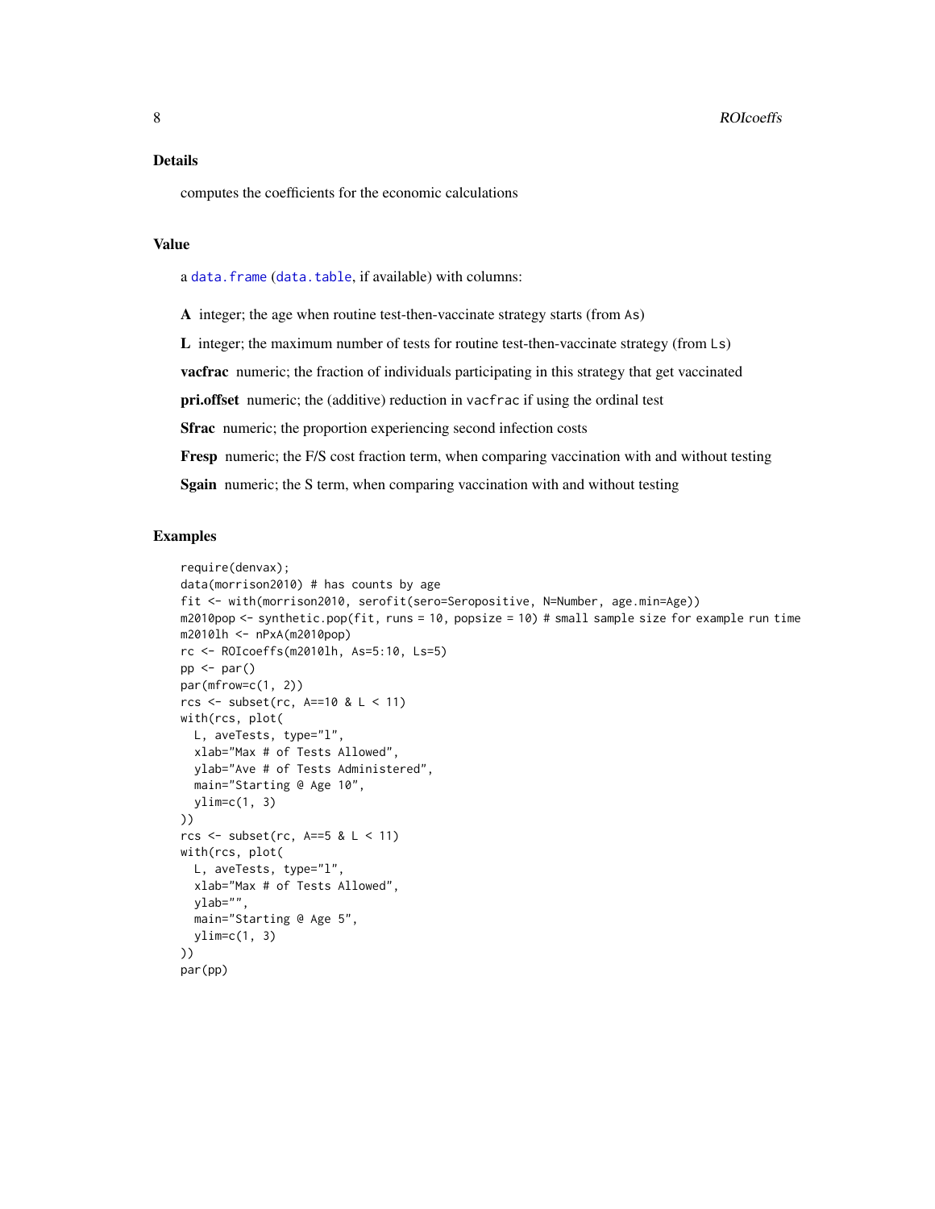## Details

computes the coefficients for the economic calculations

## Value

a data.frame (data.table, if available) with columns:

**A** integer; the age when routine test-then-vaccinate strategy starts (from `As`)

**L** integer; the maximum number of tests for routine test-then-vaccinate strategy (from `Ls`)

**vacfrac** numeric; the fraction of individuals participating in this strategy that get vaccinated

**pri.offset** numeric; the (additive) reduction in `vacfrac` if using the ordinal test

**Sfrac** numeric; the proportion experiencing second infection costs

**Fresp** numeric; the F/S cost fraction term, when comparing vaccination with and without testing

**Sgain** numeric; the S term, when comparing vaccination with and without testing

## Examples

```
require(denvax);
data(morrison2010) # has counts by age
fit <- with(morrison2010, serofit(sero=Seropositive, N=Number, age.min=Age))
m2010pop <- synthetic.pop(fit, runs = 10, popsize = 10) # small sample size for example run time
m2010lh <- nPxA(m2010pop)
rc <- ROIcoeffs(m2010lh, As=5:10, Ls=5)
pp <- par()
par(mfrow=c(1, 2))
rcs <- subset(rc, A==10 & L < 11)
with(rcs, plot(
  L, aveTests, type="l",
  xlab="Max # of Tests Allowed",
  ylab="Ave # of Tests Administered",
  main="Starting @ Age 10",
  ylim=c(1, 3)
))
rcs <- subset(rc, A==5 & L < 11)
with(rcs, plot(
  L, aveTests, type="l",
  xlab="Max # of Tests Allowed",
  ylab="",
  main="Starting @ Age 5",
  ylim=c(1, 3)
))
par(pp)
```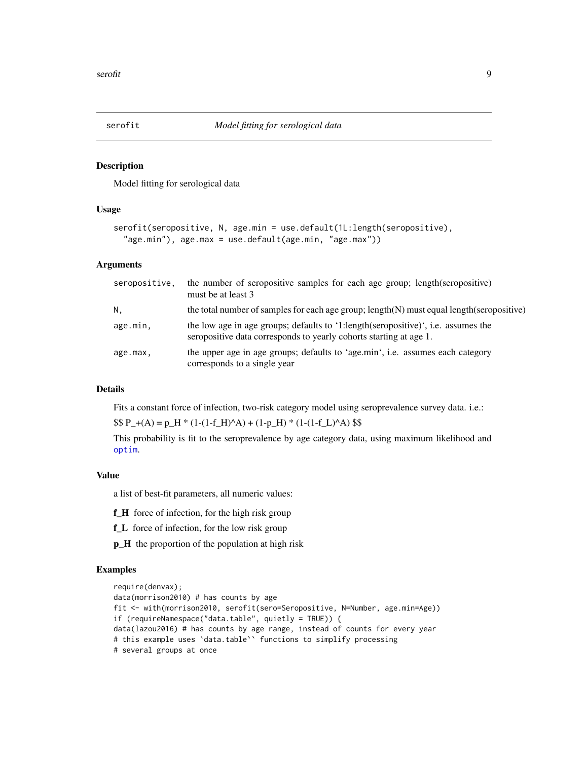# serofit — *Model fitting for serological data*

## Description

Model fitting for serological data

## Usage

```
serofit(seropositive, N, age.min = use.default(1L:length(seropositive),
  "age.min"), age.max = use.default(age.min, "age.max"))
```

## Arguments

| | |
|---|---|
| `seropositive,` | the number of seropositive samples for each age group; length(seropositive) must be at least 3 |
| `N,` | the total number of samples for each age group; length(N) must equal length(seropositive) |
| `age.min,` | the low age in age groups; defaults to '1:length(seropositive)', i.e. assumes the seropositive data corresponds to yearly cohorts starting at age 1. |
| `age.max,` | the upper age in age groups; defaults to 'age.min', i.e. assumes each category corresponds to a single year |

## Details

Fits a constant force of infection, two-risk category model using seroprevalence survey data. i.e.:

$$P_+(A) = p_H * (1-(1-f_H)^A) + (1-p_H) * (1-(1-f_L)^A)$$

This probability is fit to the seroprevalence by age category data, using maximum likelihood and `optim`.

## Value

a list of best-fit parameters, all numeric values:

**f_H** force of infection, for the high risk group

**f_L** force of infection, for the low risk group

**p_H** the proportion of the population at high risk

## Examples

```
require(denvax);
data(morrison2010) # has counts by age
fit <- with(morrison2010, serofit(sero=Seropositive, N=Number, age.min=Age))
if (requireNamespace("data.table", quietly = TRUE)) {
data(lazou2016) # has counts by age range, instead of counts for every year
# this example uses `data.table`` functions to simplify processing
# several groups at once
```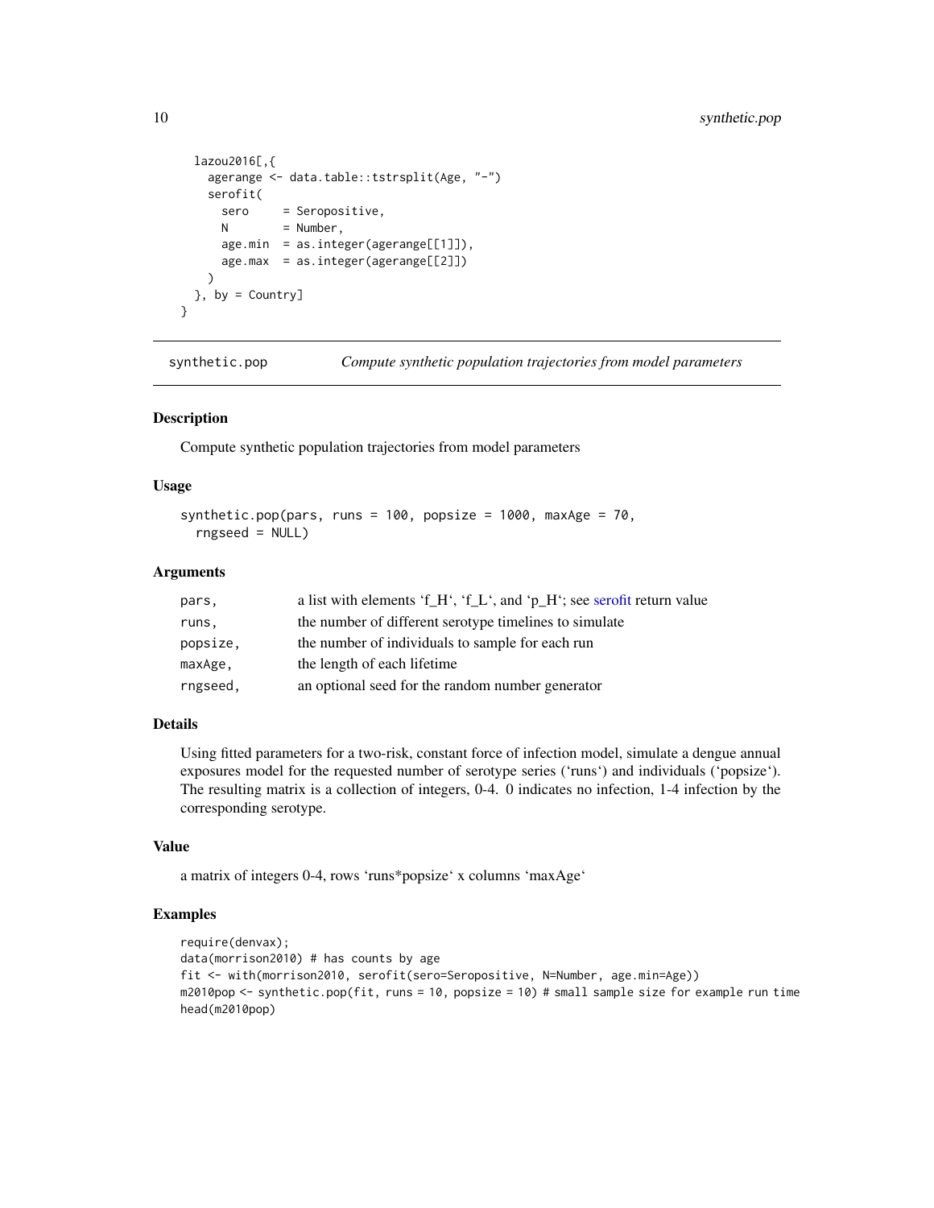```
  lazou2016[,{
    agerange <- data.table::tstrsplit(Age, "-")
    serofit(
      sero     = Seropositive,
      N        = Number,
      age.min  = as.integer(agerange[[1]]),
      age.max  = as.integer(agerange[[2]])
    )
  }, by = Country]
}
```

---

## synthetic.pop — *Compute synthetic population trajectories from model parameters*

### Description

Compute synthetic population trajectories from model parameters

### Usage

```
synthetic.pop(pars, runs = 100, popsize = 1000, maxAge = 70,
  rngseed = NULL)
```

### Arguments

| | |
|---|---|
| pars, | a list with elements 'f_H', 'f_L', and 'p_H'; see serofit return value |
| runs, | the number of different serotype timelines to simulate |
| popsize, | the number of individuals to sample for each run |
| maxAge, | the length of each lifetime |
| rngseed, | an optional seed for the random number generator |

### Details

Using fitted parameters for a two-risk, constant force of infection model, simulate a dengue annual exposures model for the requested number of serotype series ('runs') and individuals ('popsize'). The resulting matrix is a collection of integers, 0-4. 0 indicates no infection, 1-4 infection by the corresponding serotype.

### Value

a matrix of integers 0-4, rows 'runs*popsize' x columns 'maxAge'

### Examples

```
require(denvax);
data(morrison2010) # has counts by age
fit <- with(morrison2010, serofit(sero=Seropositive, N=Number, age.min=Age))
m2010pop <- synthetic.pop(fit, runs = 10, popsize = 10) # small sample size for example run time
head(m2010pop)
```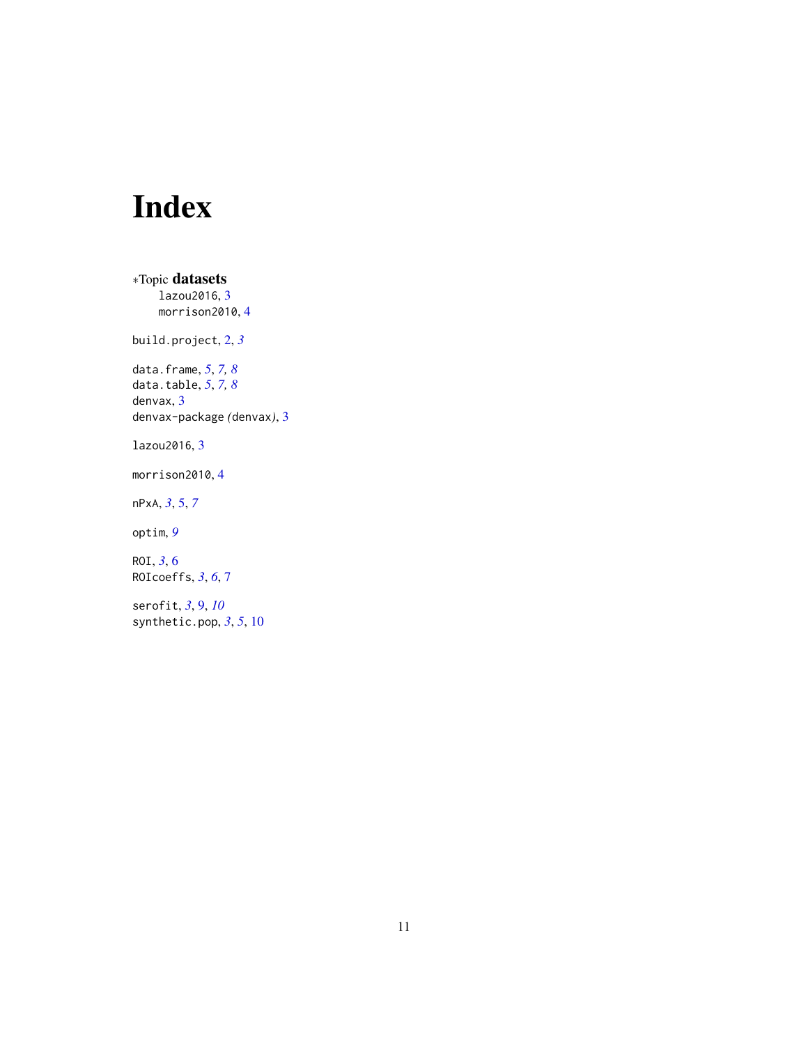# Index

∗Topic **datasets**
- lazou2016, 3
- morrison2010, 4

build.project, 2, *3*

data.frame, *5*, *7, 8*
data.table, *5*, *7, 8*
denvax, 3
denvax-package *(*denvax*)*, 3

lazou2016, 3

morrison2010, 4

nPxA, *3*, 5, *7*

optim, *9*

ROI, *3*, 6
ROIcoeffs, *3*, *6*, 7

serofit, *3*, 9, *10*
synthetic.pop, *3*, *5*, 10